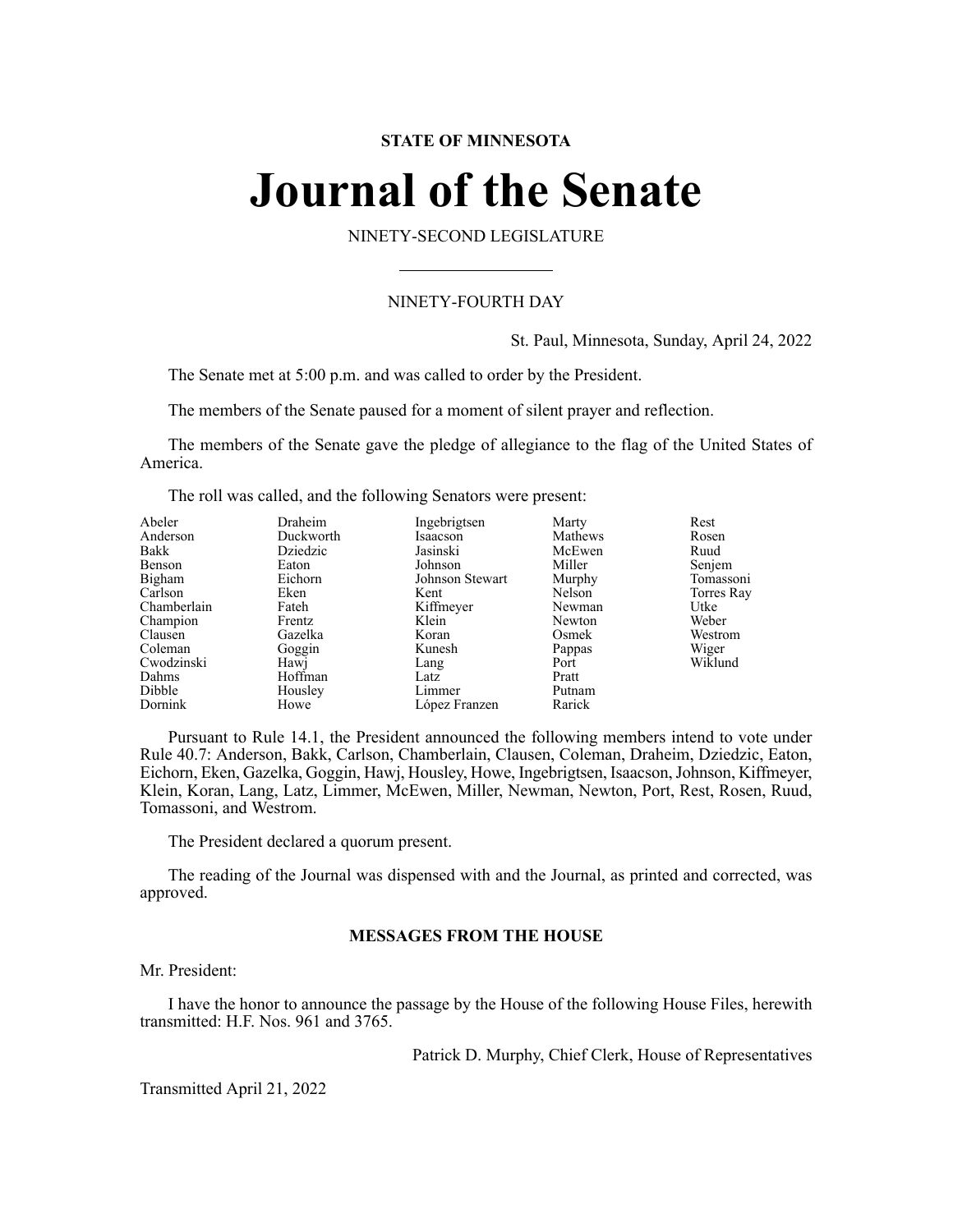**STATE OF MINNESOTA**

# Journal of the Senate

NINETY-SECOND LEGISLATURE

NINETY-FOURTH DAY

St. Paul, Minnesota, Sunday, April 24, 2022

The Senate met at 5:00 p.m. and was called to order by the President.

The members of the Senate paused for a moment of silent prayer and reflection.

The members of the Senate gave the pledge of allegiance to the flag of the United States of America.

The roll was called, and the following Senators were present:

| | | | | |
|---|---|---|---|---|
| Abeler | Draheim | Ingebrigtsen | Marty | Rest |
| Anderson | Duckworth | Isaacson | Mathews | Rosen |
| Bakk | Dziedzic | Jasinski | McEwen | Ruud |
| Benson | Eaton | Johnson | Miller | Senjem |
| Bigham | Eichorn | Johnson Stewart | Murphy | Tomassoni |
| Carlson | Eken | Kent | Nelson | Torres Ray |
| Chamberlain | Fateh | Kiffmeyer | Newman | Utke |
| Champion | Frentz | Klein | Newton | Weber |
| Clausen | Gazelka | Koran | Osmek | Westrom |
| Coleman | Goggin | Kunesh | Pappas | Wiger |
| Cwodzinski | Hawj | Lang | Port | Wiklund |
| Dahms | Hoffman | Latz | Pratt | |
| Dibble | Housley | Limmer | Putnam | |
| Dornink | Howe | López Franzen | Rarick | |

Pursuant to Rule 14.1, the President announced the following members intend to vote under Rule 40.7: Anderson, Bakk, Carlson, Chamberlain, Clausen, Coleman, Draheim, Dziedzic, Eaton, Eichorn, Eken, Gazelka, Goggin, Hawj, Housley, Howe, Ingebrigtsen, Isaacson, Johnson, Kiffmeyer, Klein, Koran, Lang, Latz, Limmer, McEwen, Miller, Newman, Newton, Port, Rest, Rosen, Ruud, Tomassoni, and Westrom.

The President declared a quorum present.

The reading of the Journal was dispensed with and the Journal, as printed and corrected, was approved.

## MESSAGES FROM THE HOUSE

Mr. President:

I have the honor to announce the passage by the House of the following House Files, herewith transmitted: H.F. Nos. 961 and 3765.

Patrick D. Murphy, Chief Clerk, House of Representatives

Transmitted April 21, 2022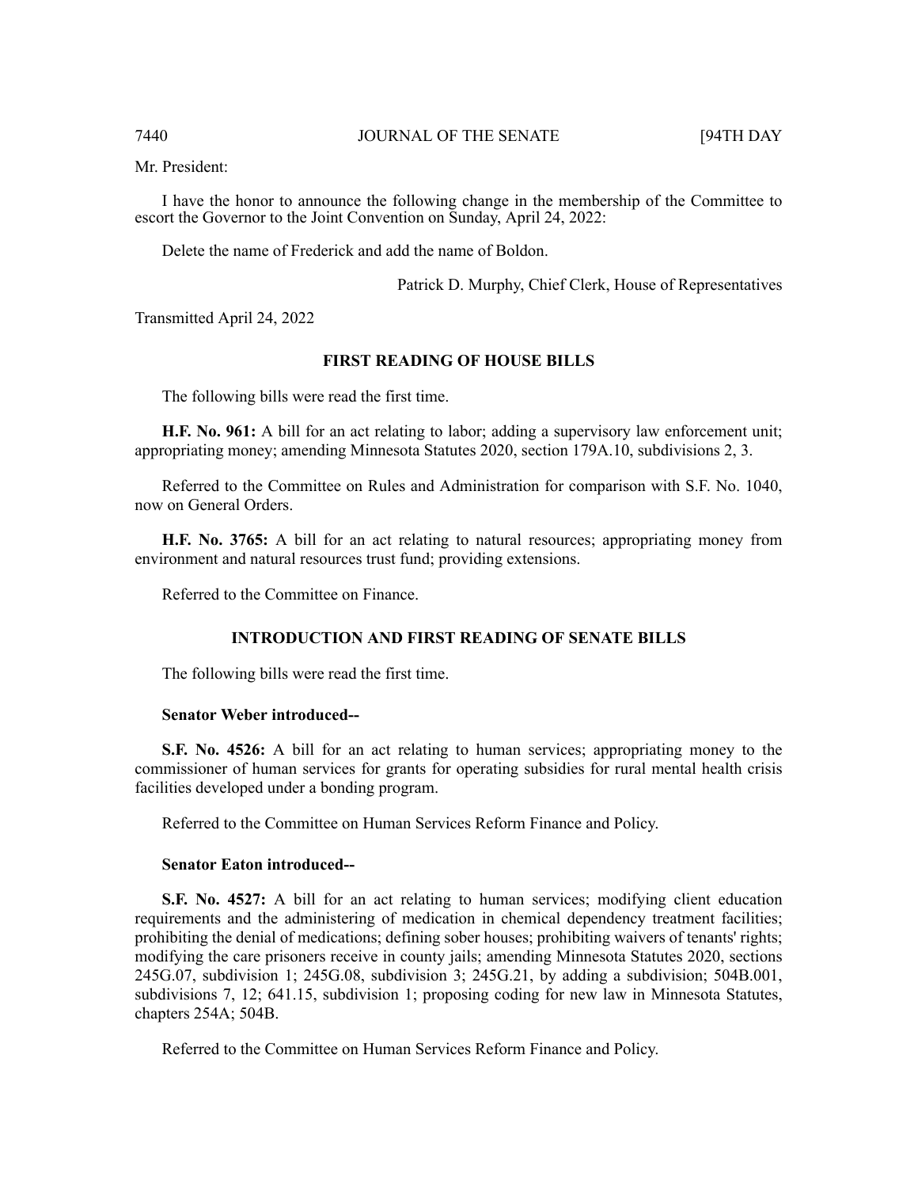Mr. President:

I have the honor to announce the following change in the membership of the Committee to escort the Governor to the Joint Convention on Sunday, April 24, 2022:

Delete the name of Frederick and add the name of Boldon.

Patrick D. Murphy, Chief Clerk, House of Representatives

Transmitted April 24, 2022

## FIRST READING OF HOUSE BILLS

The following bills were read the first time.

**H.F. No. 961:** A bill for an act relating to labor; adding a supervisory law enforcement unit; appropriating money; amending Minnesota Statutes 2020, section 179A.10, subdivisions 2, 3.

Referred to the Committee on Rules and Administration for comparison with S.F. No. 1040, now on General Orders.

**H.F. No. 3765:** A bill for an act relating to natural resources; appropriating money from environment and natural resources trust fund; providing extensions.

Referred to the Committee on Finance.

## INTRODUCTION AND FIRST READING OF SENATE BILLS

The following bills were read the first time.

**Senator Weber introduced--**

**S.F. No. 4526:** A bill for an act relating to human services; appropriating money to the commissioner of human services for grants for operating subsidies for rural mental health crisis facilities developed under a bonding program.

Referred to the Committee on Human Services Reform Finance and Policy.

**Senator Eaton introduced--**

**S.F. No. 4527:** A bill for an act relating to human services; modifying client education requirements and the administering of medication in chemical dependency treatment facilities; prohibiting the denial of medications; defining sober houses; prohibiting waivers of tenants' rights; modifying the care prisoners receive in county jails; amending Minnesota Statutes 2020, sections 245G.07, subdivision 1; 245G.08, subdivision 3; 245G.21, by adding a subdivision; 504B.001, subdivisions 7, 12; 641.15, subdivision 1; proposing coding for new law in Minnesota Statutes, chapters 254A; 504B.

Referred to the Committee on Human Services Reform Finance and Policy.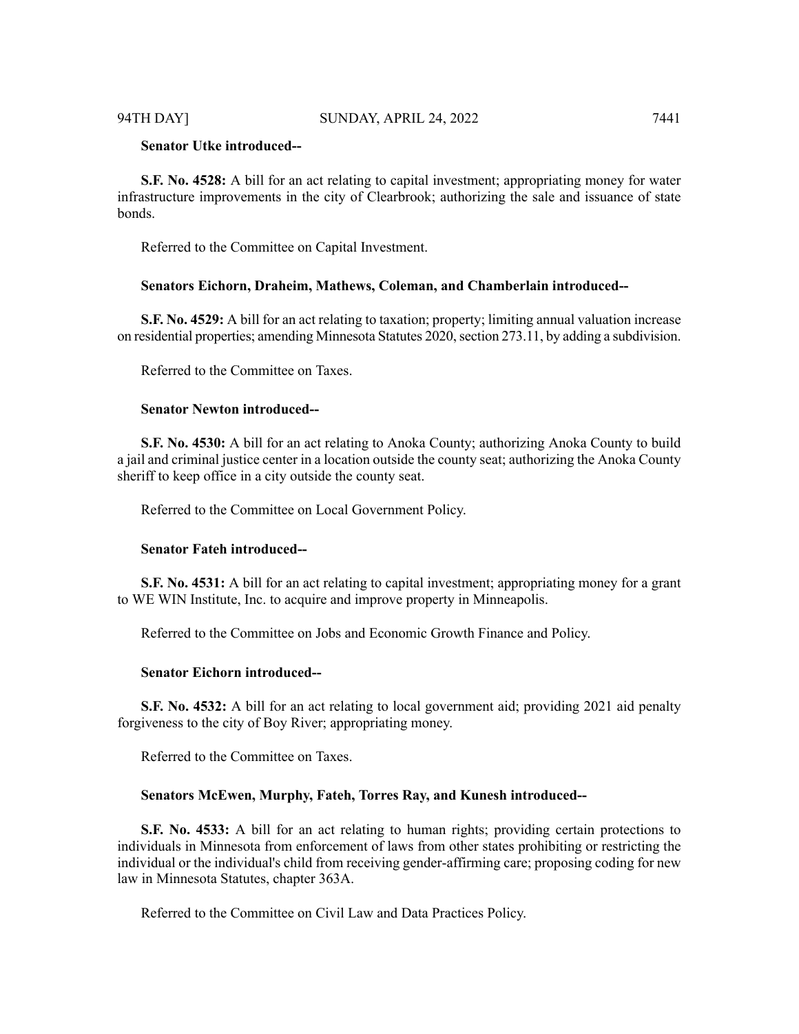**Senator Utke introduced--**

**S.F. No. 4528:** A bill for an act relating to capital investment; appropriating money for water infrastructure improvements in the city of Clearbrook; authorizing the sale and issuance of state bonds.

Referred to the Committee on Capital Investment.

**Senators Eichorn, Draheim, Mathews, Coleman, and Chamberlain introduced--**

**S.F. No. 4529:** A bill for an act relating to taxation; property; limiting annual valuation increase on residential properties; amending Minnesota Statutes 2020, section 273.11, by adding a subdivision.

Referred to the Committee on Taxes.

**Senator Newton introduced--**

**S.F. No. 4530:** A bill for an act relating to Anoka County; authorizing Anoka County to build a jail and criminal justice center in a location outside the county seat; authorizing the Anoka County sheriff to keep office in a city outside the county seat.

Referred to the Committee on Local Government Policy.

**Senator Fateh introduced--**

**S.F. No. 4531:** A bill for an act relating to capital investment; appropriating money for a grant to WE WIN Institute, Inc. to acquire and improve property in Minneapolis.

Referred to the Committee on Jobs and Economic Growth Finance and Policy.

**Senator Eichorn introduced--**

**S.F. No. 4532:** A bill for an act relating to local government aid; providing 2021 aid penalty forgiveness to the city of Boy River; appropriating money.

Referred to the Committee on Taxes.

**Senators McEwen, Murphy, Fateh, Torres Ray, and Kunesh introduced--**

**S.F. No. 4533:** A bill for an act relating to human rights; providing certain protections to individuals in Minnesota from enforcement of laws from other states prohibiting or restricting the individual or the individual's child from receiving gender-affirming care; proposing coding for new law in Minnesota Statutes, chapter 363A.

Referred to the Committee on Civil Law and Data Practices Policy.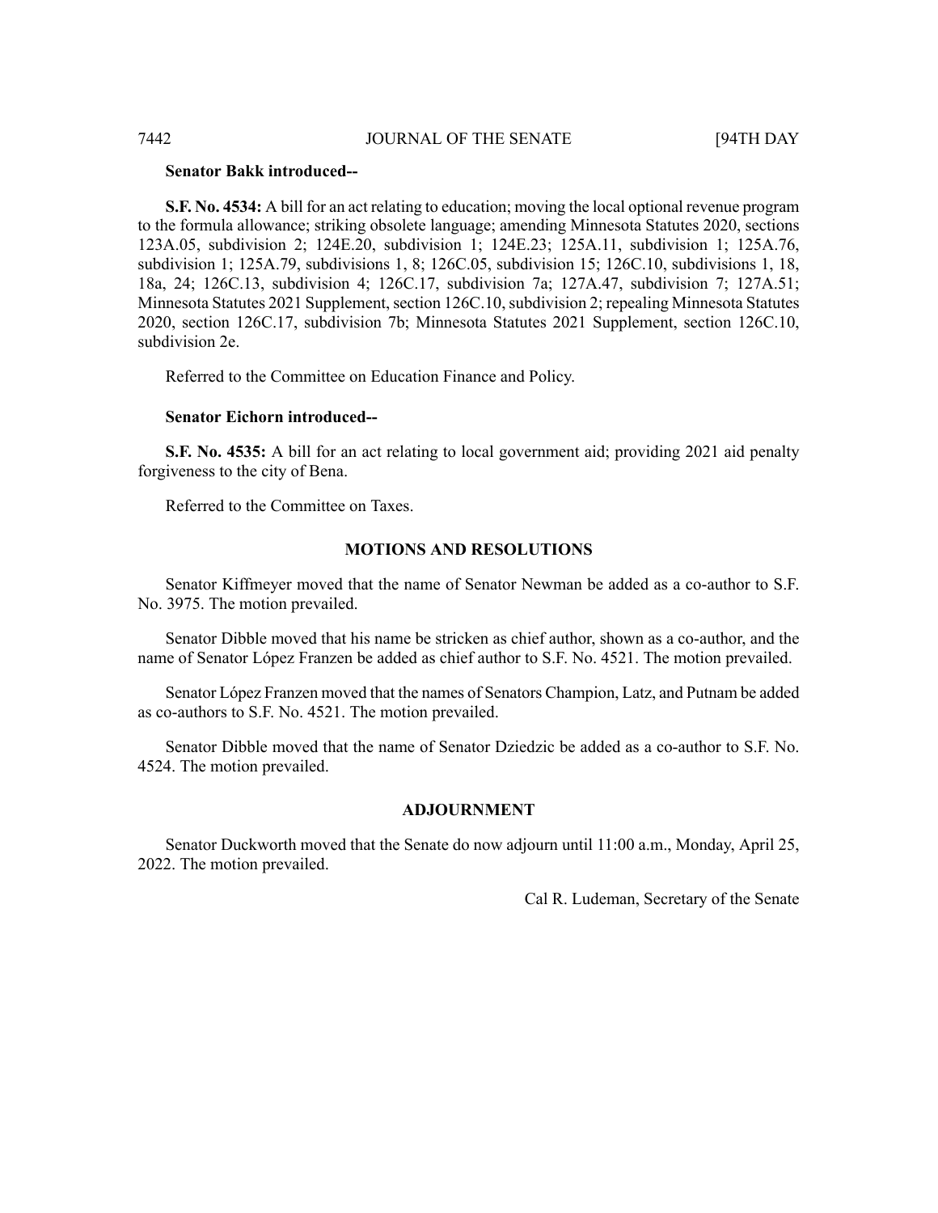**Senator Bakk introduced--**

**S.F. No. 4534:** A bill for an act relating to education; moving the local optional revenue program to the formula allowance; striking obsolete language; amending Minnesota Statutes 2020, sections 123A.05, subdivision 2; 124E.20, subdivision 1; 124E.23; 125A.11, subdivision 1; 125A.76, subdivision 1; 125A.79, subdivisions 1, 8; 126C.05, subdivision 15; 126C.10, subdivisions 1, 18, 18a, 24; 126C.13, subdivision 4; 126C.17, subdivision 7a; 127A.47, subdivision 7; 127A.51; Minnesota Statutes 2021 Supplement, section 126C.10, subdivision 2; repealing Minnesota Statutes 2020, section 126C.17, subdivision 7b; Minnesota Statutes 2021 Supplement, section 126C.10, subdivision 2e.

Referred to the Committee on Education Finance and Policy.

**Senator Eichorn introduced--**

**S.F. No. 4535:** A bill for an act relating to local government aid; providing 2021 aid penalty forgiveness to the city of Bena.

Referred to the Committee on Taxes.

## MOTIONS AND RESOLUTIONS

Senator Kiffmeyer moved that the name of Senator Newman be added as a co-author to S.F. No. 3975. The motion prevailed.

Senator Dibble moved that his name be stricken as chief author, shown as a co-author, and the name of Senator López Franzen be added as chief author to S.F. No. 4521. The motion prevailed.

Senator López Franzen moved that the names of Senators Champion, Latz, and Putnam be added as co-authors to S.F. No. 4521. The motion prevailed.

Senator Dibble moved that the name of Senator Dziedzic be added as a co-author to S.F. No. 4524. The motion prevailed.

## ADJOURNMENT

Senator Duckworth moved that the Senate do now adjourn until 11:00 a.m., Monday, April 25, 2022. The motion prevailed.

Cal R. Ludeman, Secretary of the Senate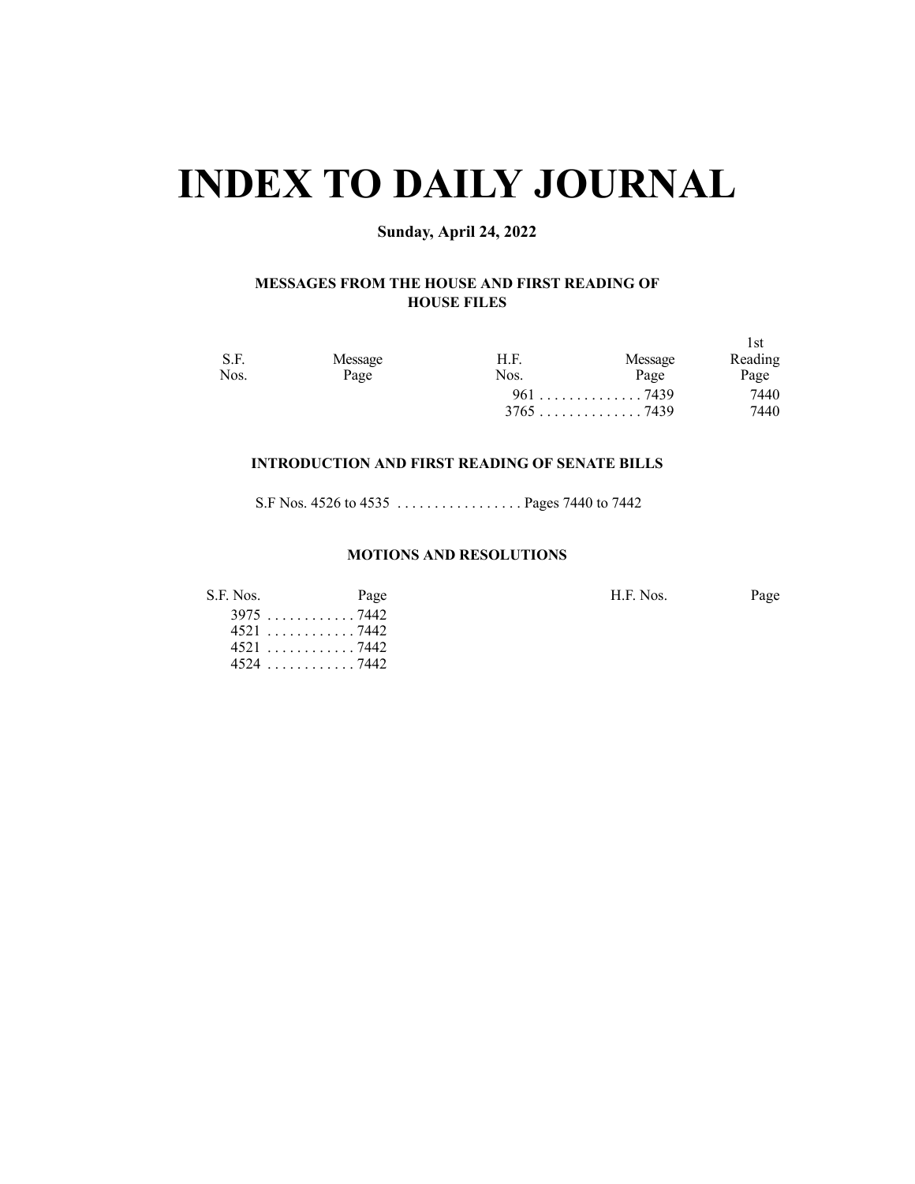# INDEX TO DAILY JOURNAL

**Sunday, April 24, 2022**

### MESSAGES FROM THE HOUSE AND FIRST READING OF HOUSE FILES

| S.F. Nos. | Message Page | H.F. Nos. | Message Page | 1st Reading Page |
|---|---|---|---|---|
| | | 961 | 7439 | 7440 |
| | | 3765 | 7439 | 7440 |

### INTRODUCTION AND FIRST READING OF SENATE BILLS

S.F Nos. 4526 to 4535 . . . . . . . . . . . . . . . . . Pages 7440 to 7442

### MOTIONS AND RESOLUTIONS

| S.F. Nos. | Page | H.F. Nos. | Page |
|---|---|---|---|
| 3975 | 7442 | | |
| 4521 | 7442 | | |
| 4521 | 7442 | | |
| 4524 | 7442 | | |